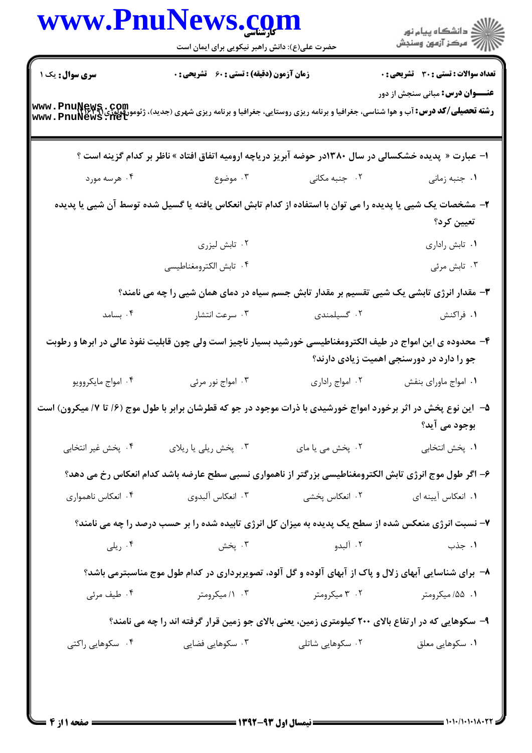**سری سوال:** یک ۱

**زمان آزمون (دقیقه) : تستی : ۶۰ تشریحی : ۰**

**تعداد سوالات : تستی : ۳۰ تشریحی : ۰**

**عنـــوان درس:** مبانی سنجش از دور

**رشته تحصیلی/کد درس:** آب و هوا شناسی، جغرافیا و برنامه ریزی روستایی، جغرافیا و برنامه ریزی شهری (جدید)، ژئومورفولوژی ۱۲۱۶۰۹۱

۱- عبارت « پدیده خشکسالی در سال ۱۳۸۰در حوضه آبریز دریاچه ارومیه اتفاق افتاد » ناظر بر کدام گزینه است ؟

۱. جنبه زمانی
۲. جنبه مکانی
۳. موضوع
۴. هرسه مورد

۲- مشخصات یک شیی یا پدیده را می توان با استفاده از کدام تابش انعکاس یافته یا گسیل شده توسط آن شیی یا پدیده تعیین کرد؟

۱. تابش راداری
۲. تابش لیزری
۳. تابش مرئی
۴. تابش الکترومغناطیسی

۳- مقدار انرژی تابشی یک شیی تقسیم بر مقدار تابش جسم سیاه در دمای همان شیی را چه می نامند؟

۱. فراکنش
۲. گسیلمندی
۳. سرعت انتشار
۴. بسامد

۴- محدوده ی این امواج در طیف الکترومغناطیسی خورشید بسیار ناچیز است ولی چون قابلیت نفوذ عالی در ابرها و رطوبت جو را دارد در دورسنجی اهمیت زیادی دارند؟

۱. امواج ماورای بنفش
۲. امواج راداری
۳. امواج نور مرئی
۴. امواج مایکروویو

۵- این نوع پخش در اثر برخورد امواج خورشیدی با ذرات موجود در جو که قطرشان برابر با طول موج (۰/۶ تا ۰/۷ میکرون) است بوجود می آید؟

۱. پخش انتخابی
۲. پخش می یا مای
۳. پخش ریلی یا ریلای
۴. پخش غیر انتخابی

۶- اگر طول موج انرژی تابش الکترومغناطیسی بزرگتر از ناهمواری نسبی سطح عارضه باشد کدام انعکاس رخ می دهد؟

۱. انعکاس آیینه ای
۲. انعکاس پخشی
۳. انعکاس آلبدوی
۴. انعکاس ناهمواری

۷- نسبت انرژی منعکس شده از سطح یک پدیده به میزان کل انرژی تابیده شده را بر حسب درصد را چه می نامند؟

۱. جذب
۲. آلبدو
۳. پخش
۴. ریلی

۸- برای شناسایی آبهای زلال و پاک از آبهای آلوده و گل آلود، تصویربرداری در کدام طول موج مناسبتر می باشد؟

۱. ۰/۵۵ میکرومتر
۲. ۳ میکرومتر
۳. ۱/۰ میکرومتر
۴. طیف مرئی

۹- سکوهایی که در ارتفاع بالای ۲۰۰ کیلومتری زمین، یعنی بالای جو زمین قرار گرفته اند را چه می نامند؟

۱. سکوهایی معلق
۲. سکوهایی شاتلی
۳. سکوهایی فضایی
۴. سکوهایی راکتی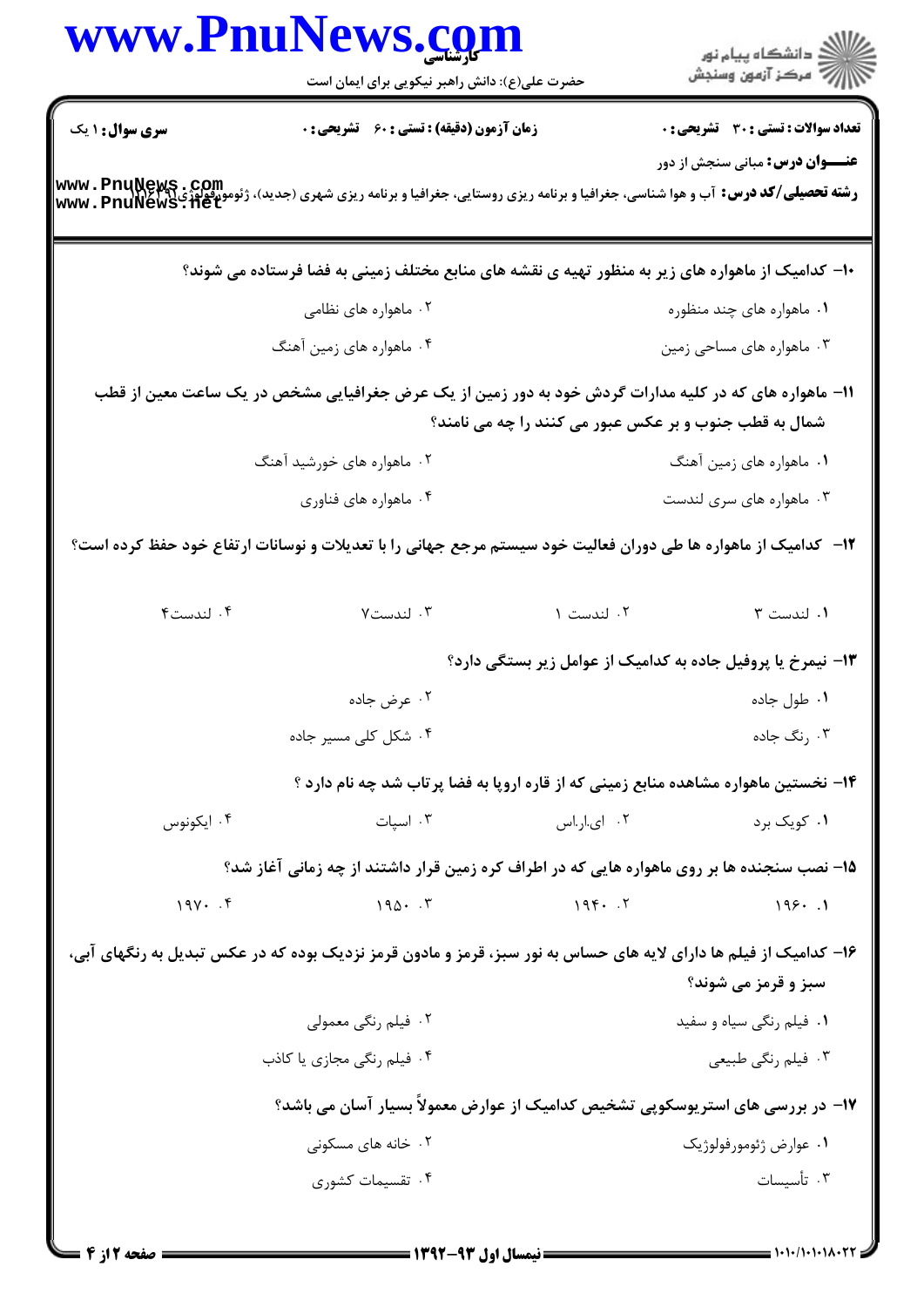**سری سوال:** ۱ یک

**زمان آزمون (دقیقه) : تستی : ۶۰ تشریحی : ۰**

**تعداد سوالات : تستی : ۳۰ تشریحی : ۰**

**عنـــوان درس:** مبانی سنجش از دور

**رشته تحصیلی/کد درس:** آب و هوا شناسی، جغرافیا و برنامه ریزی روستایی، جغرافیا و برنامه ریزی شهری (جدید)، ژئومورفولوژی ۱۲۱۶۲۹۱

۱۰- کدامیک از ماهواره های زیر به منظور تهیه ی نقشه های منابع مختلف زمینی به فضا فرستاده می شوند؟

۱. ماهواره های چند منظوره
۲. ماهواره های نظامی
۳. ماهواره های مساحی زمین
۴. ماهواره های زمین آهنگ

۱۱- ماهواره های که در کلیه مدارات گردش خود به دور زمین از یک عرض جغرافیایی مشخص در یک ساعت معین از قطب شمال به قطب جنوب و بر عکس عبور می کنند را چه می نامند؟

۱. ماهواره های زمین آهنگ
۲. ماهواره های خورشید آهنگ
۳. ماهواره های سری لندست
۴. ماهواره های فناوری

۱۲- کدامیک از ماهواره ها طی دوران فعالیت خود سیستم مرجع جهانی را با تعدیلات و نوسانات ارتفاع خود حفظ کرده است؟

۱. لندست ۳
۲. لندست ۱
۳. لندست۷
۴. لندست۴

۱۳- نیمرخ یا پروفیل جاده به کدامیک از عوامل زیر بستگی دارد؟

۱. طول جاده
۲. عرض جاده
۳. رنگ جاده
۴. شکل کلی مسیر جاده

۱۴- نخستین ماهواره مشاهده منابع زمینی که از قاره اروپا به فضا پرتاب شد چه نام دارد ؟

۱. کویک برد
۲. ای.ار.اس
۳. اسپات
۴. ایکونوس

۱۵- نصب سنجنده ها بر روی ماهواره هایی که در اطراف کره زمین قرار داشتند از چه زمانی آغاز شد؟

۱. ۱۹۶۰
۲. ۱۹۴۰
۳. ۱۹۵۰
۴. ۱۹۷۰

۱۶- کدامیک از فیلم ها دارای لایه های حساس به نور سبز، قرمز و مادون قرمز نزدیک بوده که در عکس تبدیل به رنگهای آبی، سبز و قرمز می شوند؟

۱. فیلم رنگی سیاه و سفید
۲. فیلم رنگی معمولی
۳. فیلم رنگی طبیعی
۴. فیلم رنگی مجازی یا کاذب

۱۷- در بررسی های استریوسکوپی تشخیص کدامیک از عوارض معمولاً بسیار آسان می باشد؟

۱. عوارض ژئومورفولوژیک
۲. خانه های مسکونی
۳. تأسیسات
۴. تقسیمات کشوری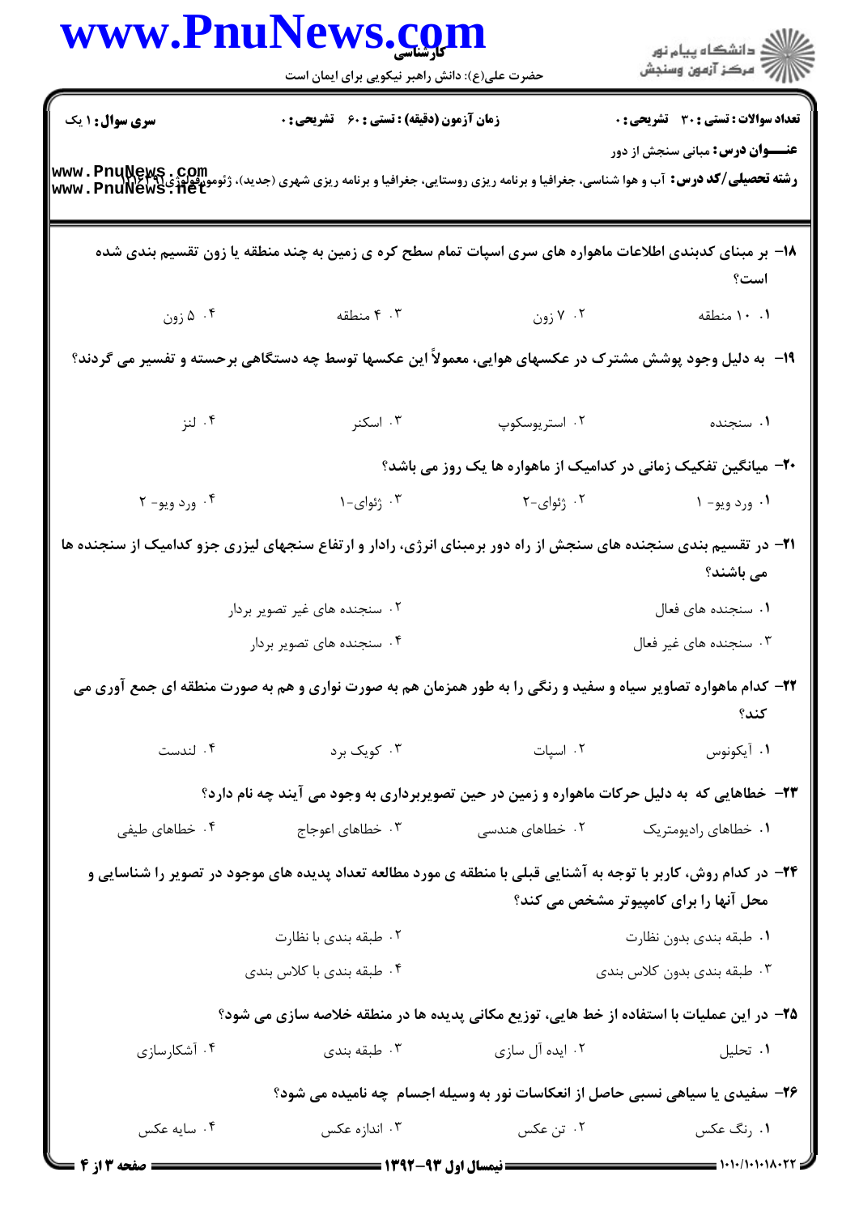**سری سوال:** ۱ یک

**زمان آزمون (دقیقه) : تستی : ۶۰ تشریحی : ۰**

**تعداد سوالات : تستی : ۳۰ تشریحی : ۰**

**عنـــوان درس:** مبانی سنجش از دور

**رشته تحصیلی/کد درس:** آب و هوا شناسی، جغرافیا و برنامه ریزی روستایی، جغرافیا و برنامه ریزی شهری (جدید)، ژئومورفولوژی۱۲۱۶۰۹۱

۱۸- بر مبنای کدبندی اطلاعات ماهواره های سری اسپات تمام سطح کره ی زمین به چند منطقه یا زون تقسیم بندی شده است؟

۱. ۱۰ منطقه
۲. ۷ زون
۳. ۴ منطقه
۴. ۵ زون

۱۹- به دلیل وجود پوشش مشترک در عکسهای هوایی، معمولاً این عکسها توسط چه دستگاهی برجسته و تفسیر می گردند؟

۱. سنجنده
۲. استریوسکوپ
۳. اسکنر
۴. لنز

۲۰- میانگین تفکیک زمانی در کدامیک از ماهواره ها یک روز می باشد؟

۱. ورد ویو- ۱
۲. ژئوای-۲
۳. ژئوای-۱
۴. ورد ویو- ۲

۲۱- در تقسیم بندی سنجنده های سنجش از راه دور برمبنای انرژی، رادار و ارتفاع سنجهای لیزری جزو کدامیک از سنجنده ها می باشند؟

۱. سنجنده های فعال
۲. سنجنده های غیر تصویر بردار
۳. سنجنده های غیر فعال
۴. سنجنده های تصویر بردار

۲۲- کدام ماهواره تصاویر سیاه و سفید و رنگی را به طور همزمان هم به صورت نواری و هم به صورت منطقه ای جمع آوری می کند؟

۱. آیکونوس
۲. اسپات
۳. کویک برد
۴. لندست

۲۳- خطاهایی که به دلیل حرکات ماهواره و زمین در حین تصویربرداری به وجود می آیند چه نام دارد؟

۱. خطاهای رادیومتریک
۲. خطاهای هندسی
۳. خطاهای اعوجاج
۴. خطاهای طیفی

۲۴- در کدام روش، کاربر با توجه به آشنایی قبلی با منطقه ی مورد مطالعه تعداد پدیده های موجود در تصویر را شناسایی و محل آنها را برای کامپیوتر مشخص می کند؟

۱. طبقه بندی بدون نظارت
۲. طبقه بندی با نظارت
۳. طبقه بندی بدون کلاس بندی
۴. طبقه بندی با کلاس بندی

۲۵- در این عملیات با استفاده از خط هایی، توزیع مکانی پدیده ها در منطقه خلاصه سازی می شود؟

۱. تحلیل
۲. ایده آل سازی
۳. طبقه بندی
۴. آشکارسازی

۲۶- سفیدی یا سیاهی نسبی حاصل از انعکاسات نور به وسیله اجسام چه نامیده می شود؟

۱. رنگ عکس
۲. تن عکس
۳. اندازه عکس
۴. سایه عکس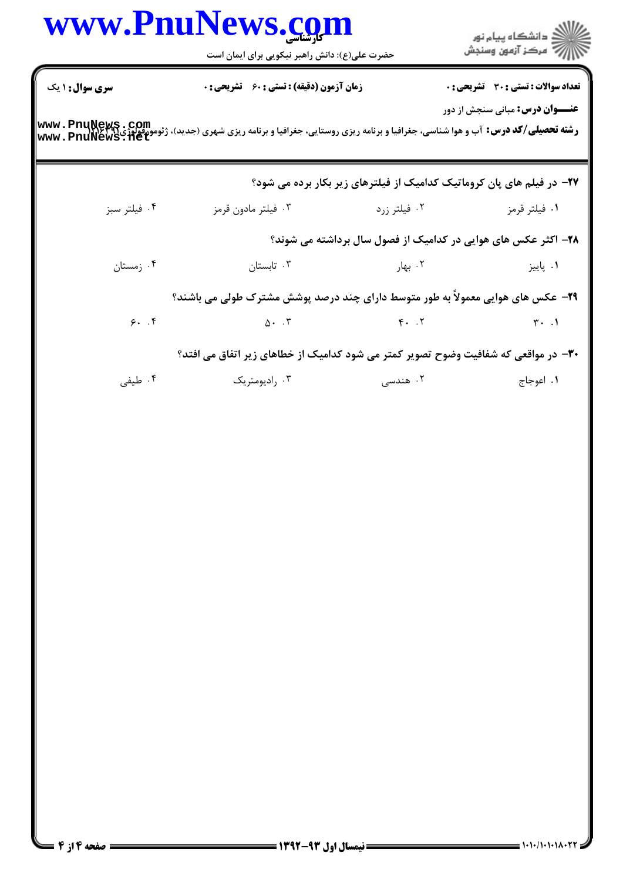۲۷- در فیلم های پان کروماتیک کدامیک از فیلترهای زیر بکار برده می شود؟

۱. فیلتر قرمز
۲. فیلتر زرد
۳. فیلتر مادون قرمز
۴. فیلتر سبز

۲۸- اکثر عکس های هوایی در کدامیک از فصول سال برداشته می شوند؟

۱. پاییز
۲. بهار
۳. تابستان
۴. زمستان

۲۹- عکس های هوایی معمولاً به طور متوسط دارای چند درصد پوشش مشترک طولی می باشند؟

۱. ۳۰
۲. ۴۰
۳. ۵۰
۴. ۶۰

۳۰- در مواقعی که شفافیت وضوح تصویر کمتر می شود کدامیک از خطاهای زیر اتفاق می افتد؟

۱. اعوجاج
۲. هندسی
۳. رادیومتریک
۴. طیفی